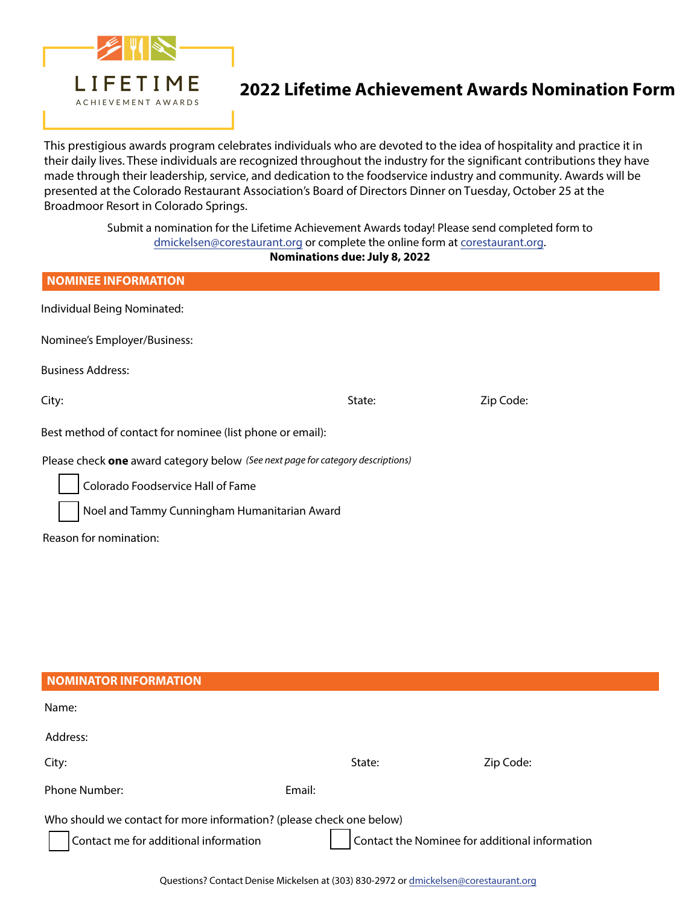LIFETIME

ACHIEVEMENT AWARDS

# 2022 Lifetime Achievement Awards Nomination Form

This prestigious awards program celebrates individuals who are devoted to the idea of hospitality and practice it in their daily lives. These individuals are recognized throughout the industry for the significant contributions they have made through their leadership, service, and dedication to the foodservice industry and community. Awards will be presented at the Colorado Restaurant Association's Board of Directors Dinner on Tuesday, October 25 at the Broadmoor Resort in Colorado Springs.

Submit a nomination for the Lifetime Achievement Awards today! Please send completed form to dmickelsen@corestaurant.org or complete the online form at corestaurant.org.

**Nominations due: July 8, 2022**

## NOMINEE INFORMATION

Individual Being Nominated:

Nominee's Employer/Business:

Business Address:

City: State: Zip Code:

Best method of contact for nominee (list phone or email):

Please check **one** award category below *(See next page for category descriptions)*

- ☐ Colorado Foodservice Hall of Fame
- ☐ Noel and Tammy Cunningham Humanitarian Award

Reason for nomination:

## NOMINATOR INFORMATION

Name:

Address:

City: State: Zip Code:

Phone Number: Email:

Who should we contact for more information? (please check one below)

- ☐ Contact me for additional information
- ☐ Contact the Nominee for additional information

Questions? Contact Denise Mickelsen at (303) 830-2972 or dmickelsen@corestaurant.org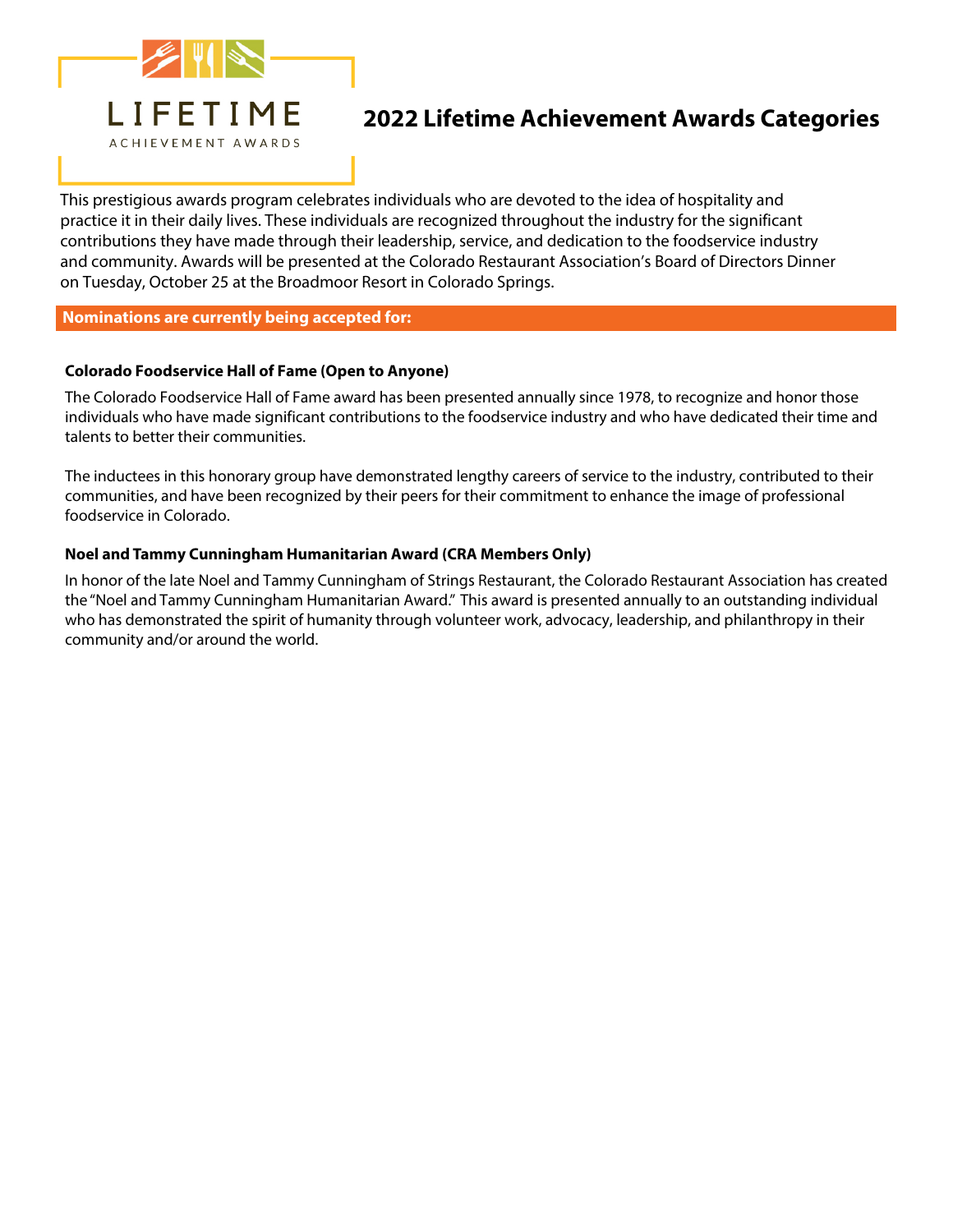LIFETIME

ACHIEVEMENT AWARDS

# 2022 Lifetime Achievement Awards Categories

This prestigious awards program celebrates individuals who are devoted to the idea of hospitality and practice it in their daily lives. These individuals are recognized throughout the industry for the significant contributions they have made through their leadership, service, and dedication to the foodservice industry and community. Awards will be presented at the Colorado Restaurant Association's Board of Directors Dinner on Tuesday, October 25 at the Broadmoor Resort in Colorado Springs.

## Nominations are currently being accepted for:

### Colorado Foodservice Hall of Fame (Open to Anyone)

The Colorado Foodservice Hall of Fame award has been presented annually since 1978, to recognize and honor those individuals who have made significant contributions to the foodservice industry and who have dedicated their time and talents to better their communities.

The inductees in this honorary group have demonstrated lengthy careers of service to the industry, contributed to their communities, and have been recognized by their peers for their commitment to enhance the image of professional foodservice in Colorado.

### Noel and Tammy Cunningham Humanitarian Award (CRA Members Only)

In honor of the late Noel and Tammy Cunningham of Strings Restaurant, the Colorado Restaurant Association has created the "Noel and Tammy Cunningham Humanitarian Award." This award is presented annually to an outstanding individual who has demonstrated the spirit of humanity through volunteer work, advocacy, leadership, and philanthropy in their community and/or around the world.